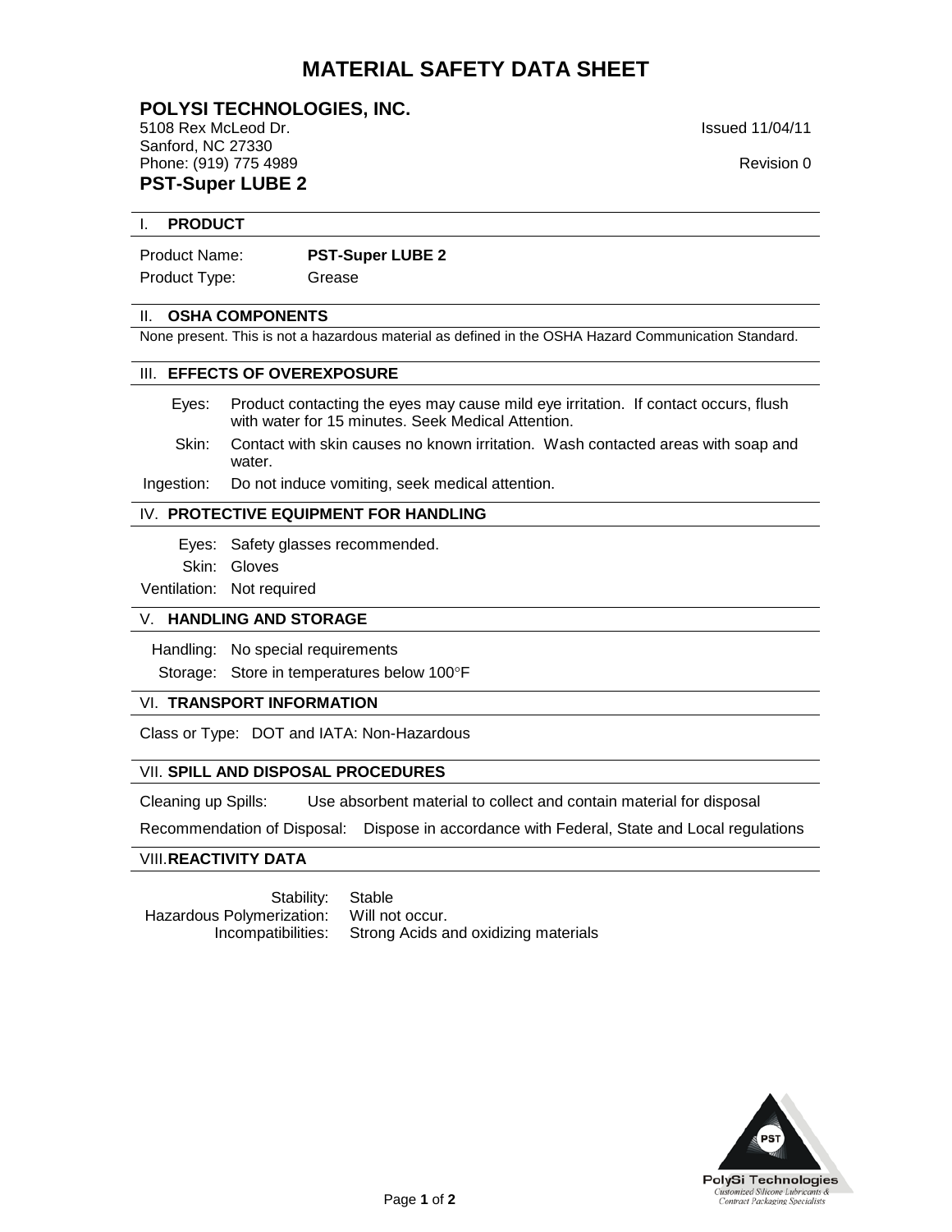# MATERIAL SAFETY DATA SHEET

## POLYSI TECHNOLOGIES, INC.

5108 Rex McLeod Dr.
Sanford, NC 27330
Phone: (919) 775 4989

Issued 11/04/11

Revision 0

## PST-Super LUBE 2

### I. PRODUCT

Product Name: **PST-Super LUBE 2**

Product Type: Grease

### II. OSHA COMPONENTS

None present. This is not a hazardous material as defined in the OSHA Hazard Communication Standard.

### III. EFFECTS OF OVEREXPOSURE

Eyes: Product contacting the eyes may cause mild eye irritation. If contact occurs, flush with water for 15 minutes. Seek Medical Attention.

Skin: Contact with skin causes no known irritation. Wash contacted areas with soap and water.

Ingestion: Do not induce vomiting, seek medical attention.

### IV. PROTECTIVE EQUIPMENT FOR HANDLING

Eyes: Safety glasses recommended.

Skin: Gloves

Ventilation: Not required

### V. HANDLING AND STORAGE

Handling: No special requirements

Storage: Store in temperatures below 100°F

### VI. TRANSPORT INFORMATION

Class or Type: DOT and IATA: Non-Hazardous

### VII. SPILL AND DISPOSAL PROCEDURES

Cleaning up Spills: Use absorbent material to collect and contain material for disposal

Recommendation of Disposal: Dispose in accordance with Federal, State and Local regulations

### VIII. REACTIVITY DATA

Stability: Stable

Hazardous Polymerization: Will not occur.

Incompatibilities: Strong Acids and oxidizing materials

PolySi Technologies
*Customized Silicone Lubricants & Contract Packaging Specialists*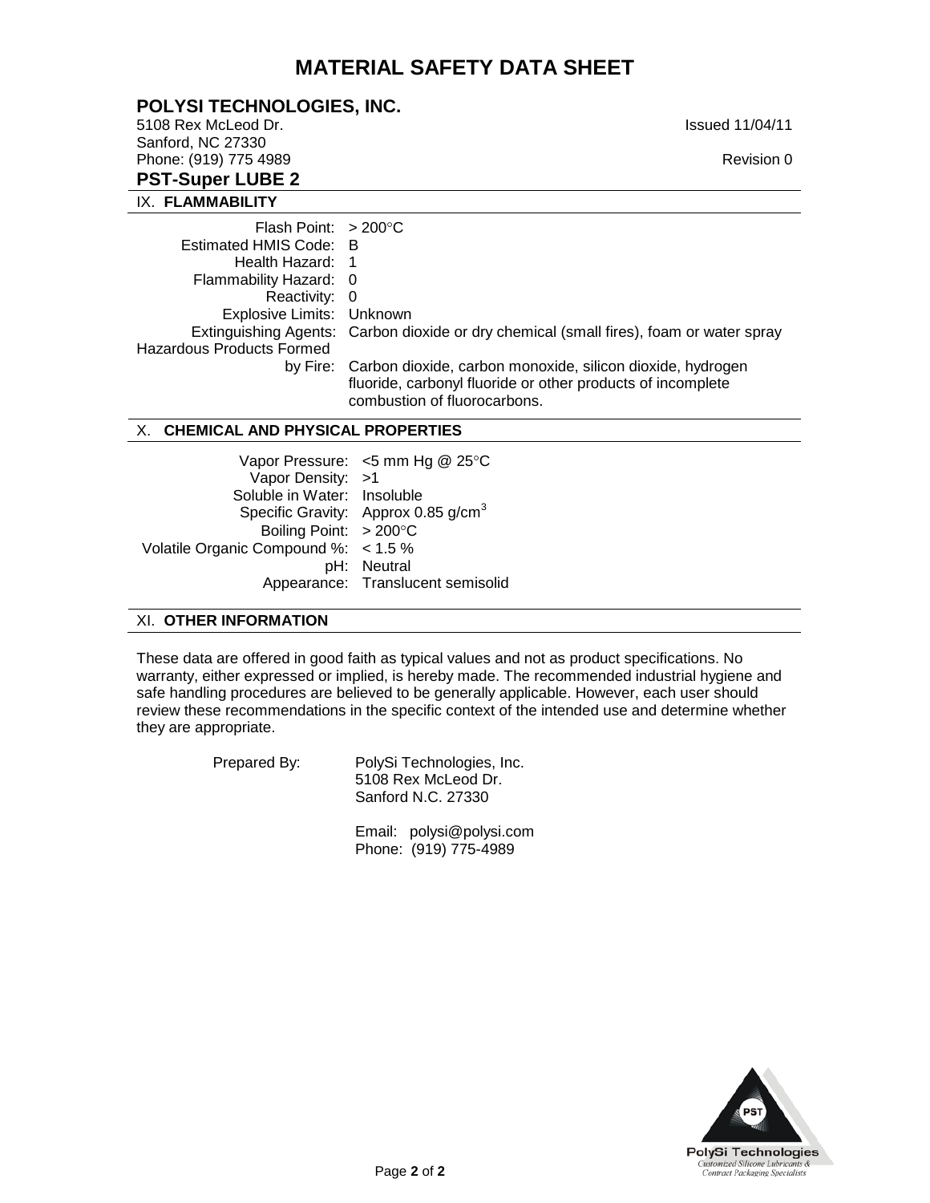# MATERIAL SAFETY DATA SHEET

**POLYSI TECHNOLOGIES, INC.**
5108 Rex McLeod Dr.
Sanford, NC 27330
Phone: (919) 775 4989

Issued 11/04/11
Revision 0

**PST-Super LUBE 2**

## IX. FLAMMABILITY

| | |
|---|---|
| Flash Point: | > 200°C |
| Estimated HMIS Code: | B |
| Health Hazard: | 1 |
| Flammability Hazard: | 0 |
| Reactivity: | 0 |
| Explosive Limits: | Unknown |
| Extinguishing Agents: | Carbon dioxide or dry chemical (small fires), foam or water spray |
| Hazardous Products Formed by Fire: | Carbon dioxide, carbon monoxide, silicon dioxide, hydrogen fluoride, carbonyl fluoride or other products of incomplete combustion of fluorocarbons. |

## X. CHEMICAL AND PHYSICAL PROPERTIES

| | |
|---|---|
| Vapor Pressure: | <5 mm Hg @ 25°C |
| Vapor Density: | >1 |
| Soluble in Water: | Insoluble |
| Specific Gravity: | Approx 0.85 g/cm$^3$ |
| Boiling Point: | > 200°C |
| Volatile Organic Compound %: | < 1.5 % |
| pH: | Neutral |
| Appearance: | Translucent semisolid |

## XI. OTHER INFORMATION

These data are offered in good faith as typical values and not as product specifications. No warranty, either expressed or implied, is hereby made. The recommended industrial hygiene and safe handling procedures are believed to be generally applicable. However, each user should review these recommendations in the specific context of the intended use and determine whether they are appropriate.

Prepared By: PolySi Technologies, Inc.
5108 Rex McLeod Dr.
Sanford N.C. 27330

Email: polysi@polysi.com
Phone: (919) 775-4989

PolySi Technologies
Customized Silicone Lubricants & Contract Packaging Specialists